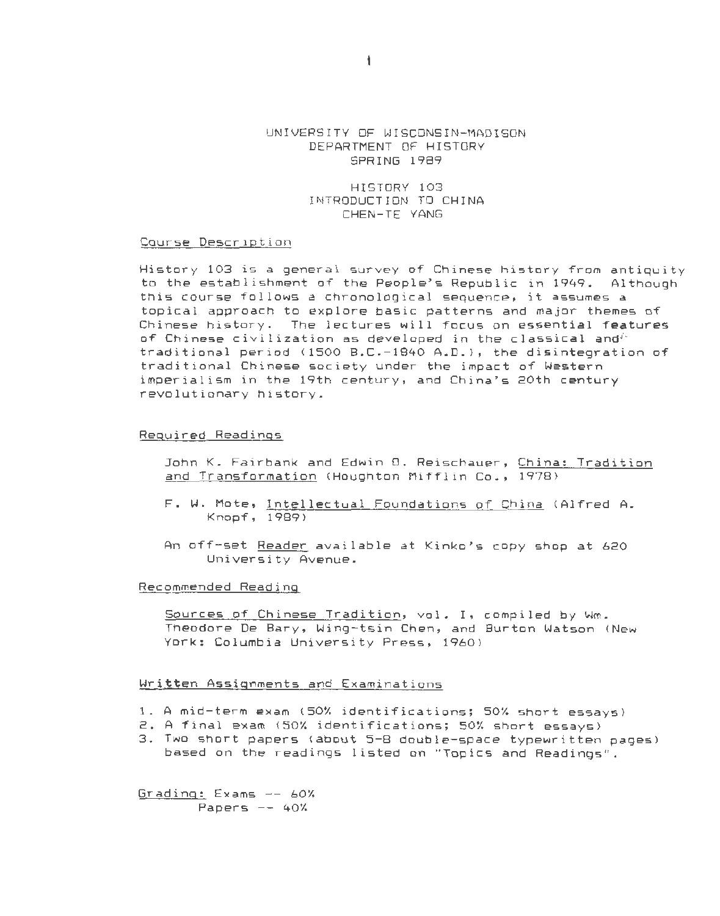UNIVERSITY OF WISCONSIN-MADISON
DEPARTMENT OF HISTORY
SPRING 1989

HISTORY 103
INTRODUCTION TO CHINA
CHEN-TE YANG

## Course Description

History 103 is a general survey of Chinese history from antiquity to the establishment of the People's Republic in 1949. Although this course follows a chronological sequence, it assumes a topical approach to explore basic patterns and major themes of Chinese history. The lectures will focus on essential features of Chinese civilization as developed in the classical and traditional period (1500 B.C.-1840 A.D.), the disintegration of traditional Chinese society under the impact of Western imperialism in the 19th century, and China's 20th century revolutionary history.

## Required Readings

John K. Fairbank and Edwin O. Reischauer, China: Tradition and Transformation (Houghton Mifflin Co., 1978)

F. W. Mote, Intellectual Foundations of China (Alfred A. Knopf, 1989)

An off-set Reader available at Kinko's copy shop at 620 University Avenue.

## Recommended Reading

Sources of Chinese Tradition, vol. I, compiled by Wm. Theodore De Bary, Wing-tsin Chen, and Burton Watson (New York: Columbia University Press, 1960)

## Written Assignments and Examinations

1. A mid-term exam (50% identifications; 50% short essays)
2. A final exam (50% identifications; 50% short essays)
3. Two short papers (about 5-8 double-space typewritten pages) based on the readings listed on "Topics and Readings".

Grading: Exams -- 60%
Papers -- 40%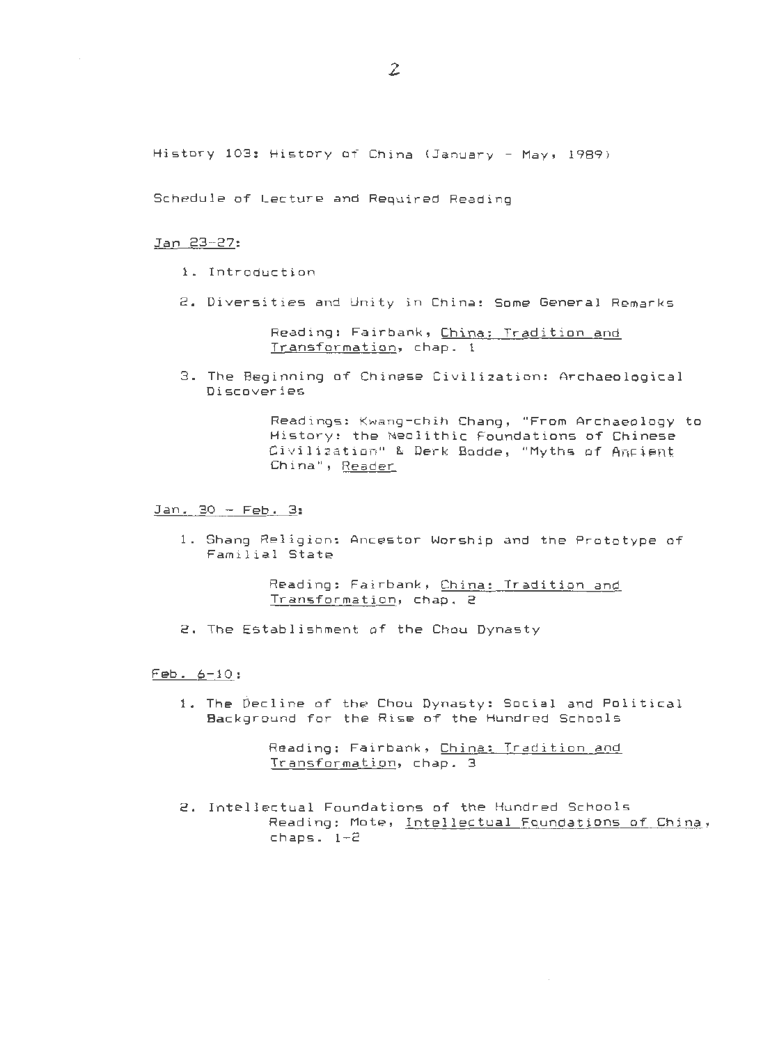History 103: History of China (January - May, 1989)

Schedule of Lecture and Required Reading

Jan 23-27:

1. Introduction

2. Diversities and Unity in China: Some General Remarks

   Reading: Fairbank, China: Tradition and Transformation, chap. 1

3. The Beginning of Chinese Civilization: Archaeological Discoveries

   Readings: Kwang-chih Chang, "From Archaeology to History: the Neolithic Foundations of Chinese Civilization" & Derk Bodde, "Myths of Ancient China", Reader

Jan. 30 - Feb. 3:

1. Shang Religion: Ancestor Worship and the Prototype of Familial State

   Reading: Fairbank, China: Tradition and Transformation, chap. 2

2. The Establishment of the Chou Dynasty

Feb. 6-10:

1. The Decline of the Chou Dynasty: Social and Political Background for the Rise of the Hundred Schools

   Reading: Fairbank, China: Tradition and Transformation, chap. 3

2. Intellectual Foundations of the Hundred Schools

   Reading: Mote, Intellectual Foundations of China, chaps. 1-2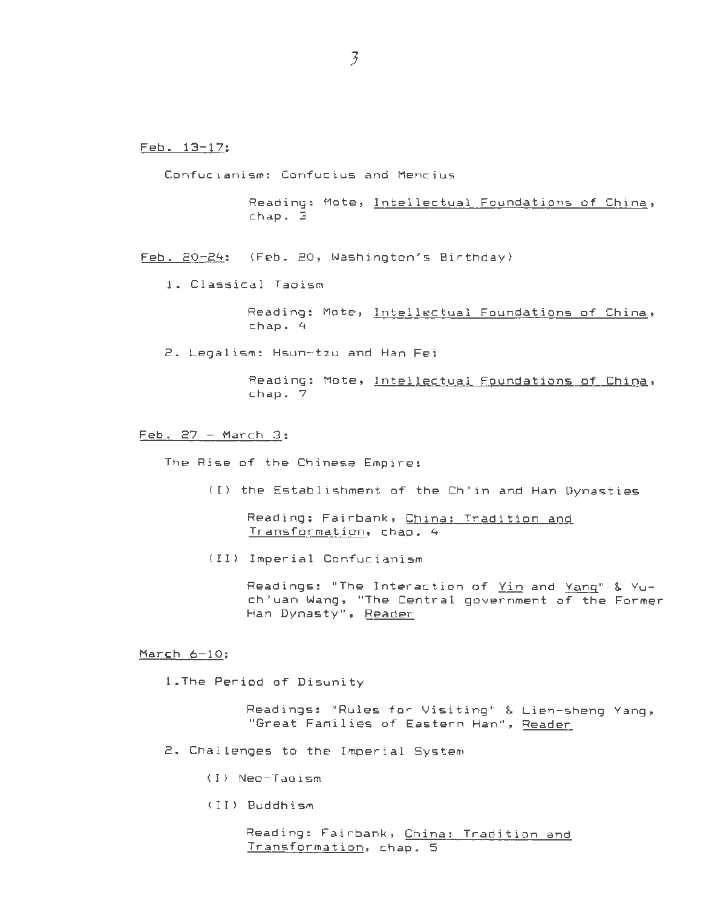<u>Feb. 13-17</u>:

Confucianism: Confucius and Mencius

> Reading: Mote, <u>Intellectual Foundations of China</u>, chap. 3

<u>Feb. 20-24</u>: (Feb. 20, Washington's Birthday)

1. Classical Taoism

   > Reading: Mote, <u>Intellectual Foundations of China</u>, chap. 4

2. Legalism: Hsun-tzu and Han Fei

   > Reading: Mote, <u>Intellectual Foundations of China</u>, chap. 7

<u>Feb. 27 - March 3</u>:

The Rise of the Chinese Empire:

(I) the Establishment of the Ch'in and Han Dynasties

> Reading: Fairbank, <u>China: Tradition and Transformation</u>, chap. 4

(II) Imperial Confucianism

> Readings: "The Interaction of <u>Yin</u> and <u>Yang</u>" & Yu-ch'uan Wang, "The Central government of the Former Han Dynasty", <u>Reader</u>

<u>March 6-10</u>:

1. The Period of Disunity

   > Readings: "Rules for Visiting" & Lien-sheng Yang, "Great Families of Eastern Han", <u>Reader</u>

2. Challenges to the Imperial System

   (I) Neo-Taoism

   (II) Buddhism

   > Reading: Fairbank, <u>China: Tradition and Transformation</u>, chap. 5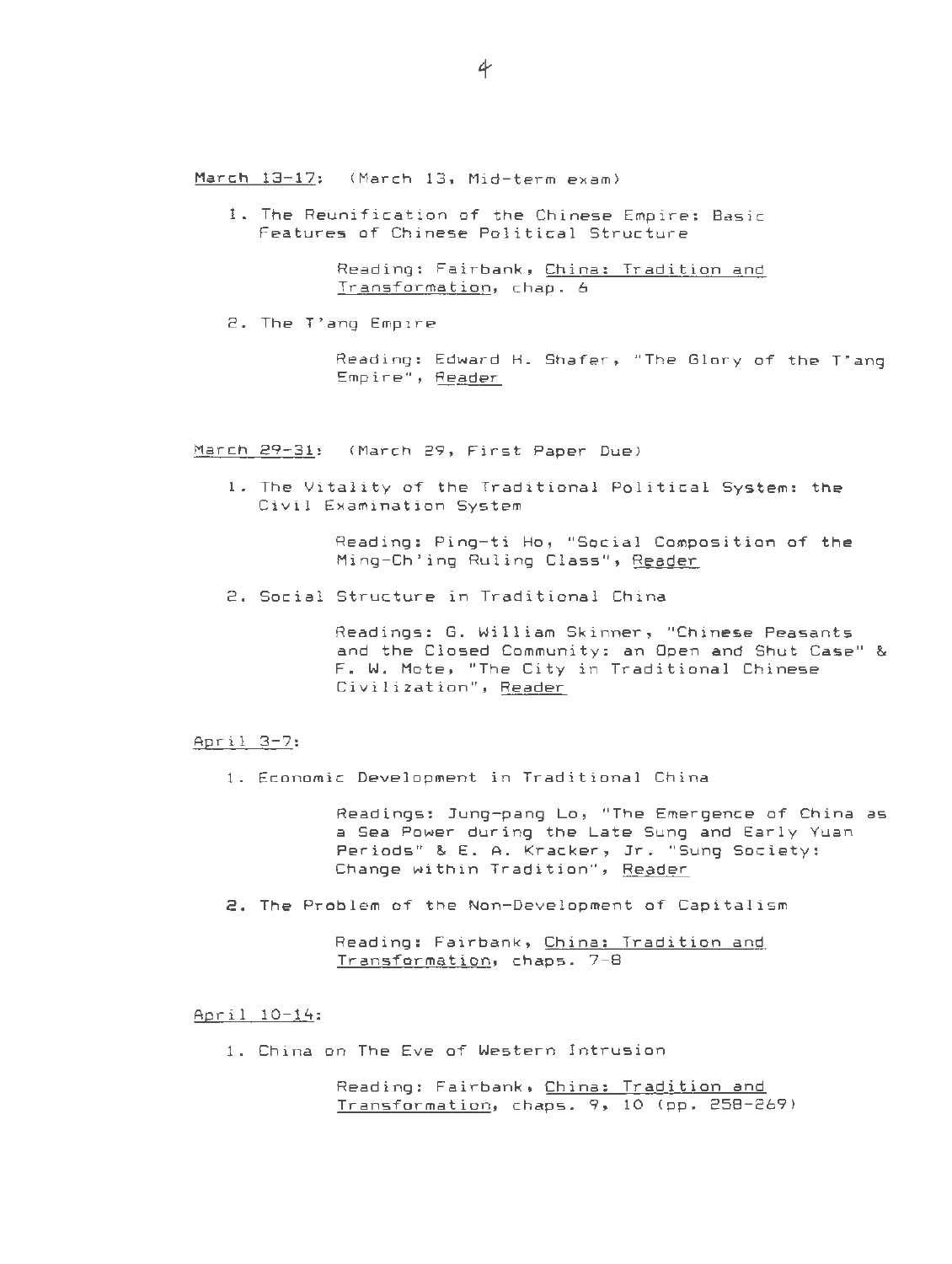<u>March 13-17</u>: (March 13, Mid-term exam)

1. The Reunification of the Chinese Empire: Basic Features of Chinese Political Structure

   Reading: Fairbank, <u>China: Tradition and Transformation</u>, chap. 6

2. The T'ang Empire

   Reading: Edward H. Shafer, "The Glory of the T'ang Empire", <u>Reader</u>

<u>March 29-31</u>: (March 29, First Paper Due)

1. The Vitality of the Traditional Political System: the Civil Examination System

   Reading: Ping-ti Ho, "Social Composition of the Ming-Ch'ing Ruling Class", <u>Reader</u>

2. Social Structure in Traditional China

   Readings: G. William Skinner, "Chinese Peasants and the Closed Community: an Open and Shut Case" & F. W. Mote, "The City in Traditional Chinese Civilization", <u>Reader</u>

<u>April 3-7</u>:

1. Economic Development in Traditional China

   Readings: Jung-pang Lo, "The Emergence of China as a Sea Power during the Late Sung and Early Yuan Periods" & E. A. Kracker, Jr. "Sung Society: Change within Tradition", <u>Reader</u>

2. The Problem of the Non-Development of Capitalism

   Reading: Fairbank, <u>China: Tradition and Transformation</u>, chaps. 7-8

<u>April 10-14</u>:

1. China on The Eve of Western Intrusion

   Reading: Fairbank, <u>China: Tradition and Transformation</u>, chaps. 9, 10 (pp. 258-269)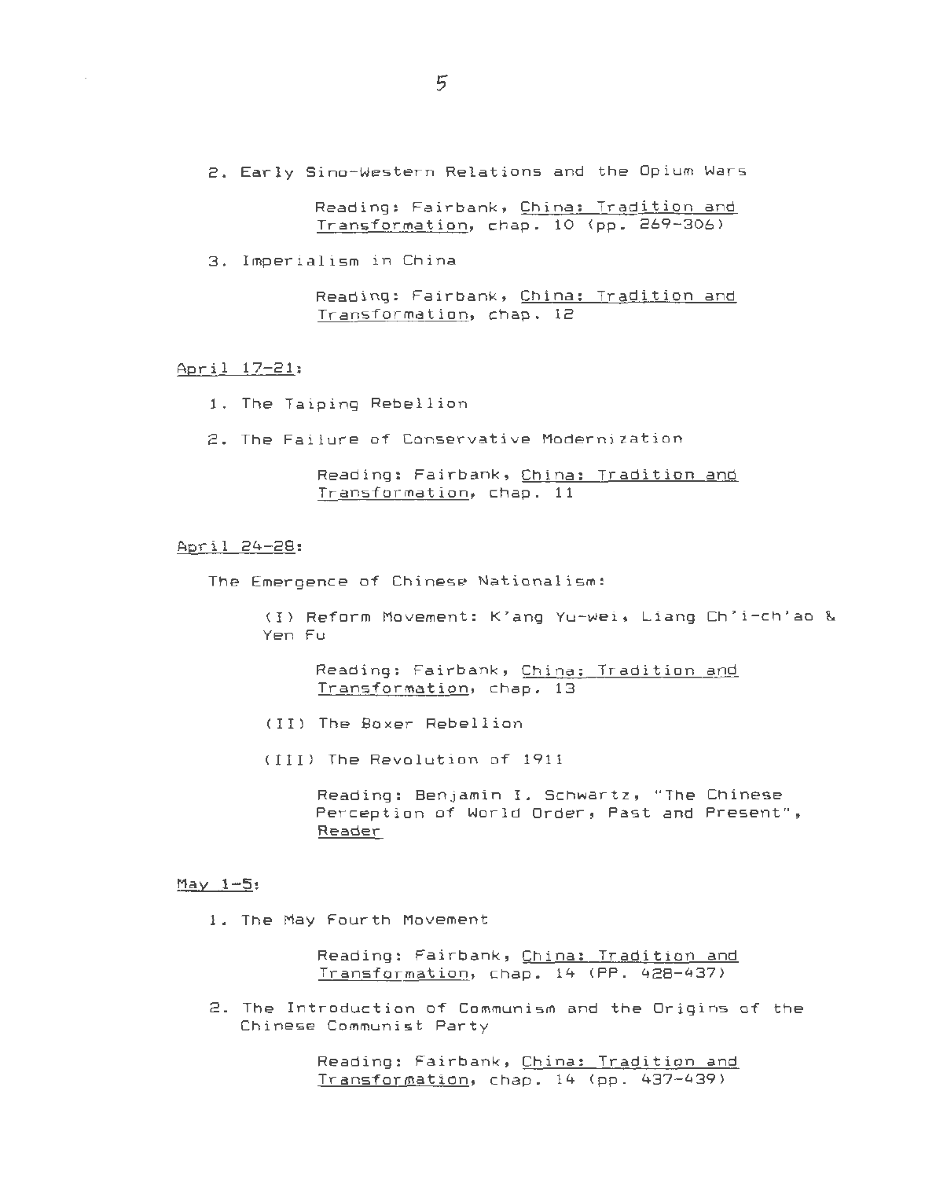2. Early Sino-Western Relations and the Opium Wars

    Reading: Fairbank, _China: Tradition and Transformation_, chap. 10 (pp. 269-306)

3. Imperialism in China

    Reading: Fairbank, _China: Tradition and Transformation_, chap. 12

April 17-21:

1. The Taiping Rebellion

2. The Failure of Conservative Modernization

    Reading: Fairbank, _China: Tradition and Transformation_, chap. 11

April 24-28:

The Emergence of Chinese Nationalism:

(I) Reform Movement: K'ang Yu-wei, Liang Ch'i-ch'ao & Yen Fu

    Reading: Fairbank, _China: Tradition and Transformation_, chap. 13

(II) The Boxer Rebellion

(III) The Revolution of 1911

    Reading: Benjamin I. Schwartz, "The Chinese Perception of World Order, Past and Present", _Reader_

May 1-5:

1. The May Fourth Movement

    Reading: Fairbank, _China: Tradition and Transformation_, chap. 14 (PP. 428-437)

2. The Introduction of Communism and the Origins of the Chinese Communist Party

    Reading: Fairbank, _China: Tradition and Transformation_, chap. 14 (pp. 437-439)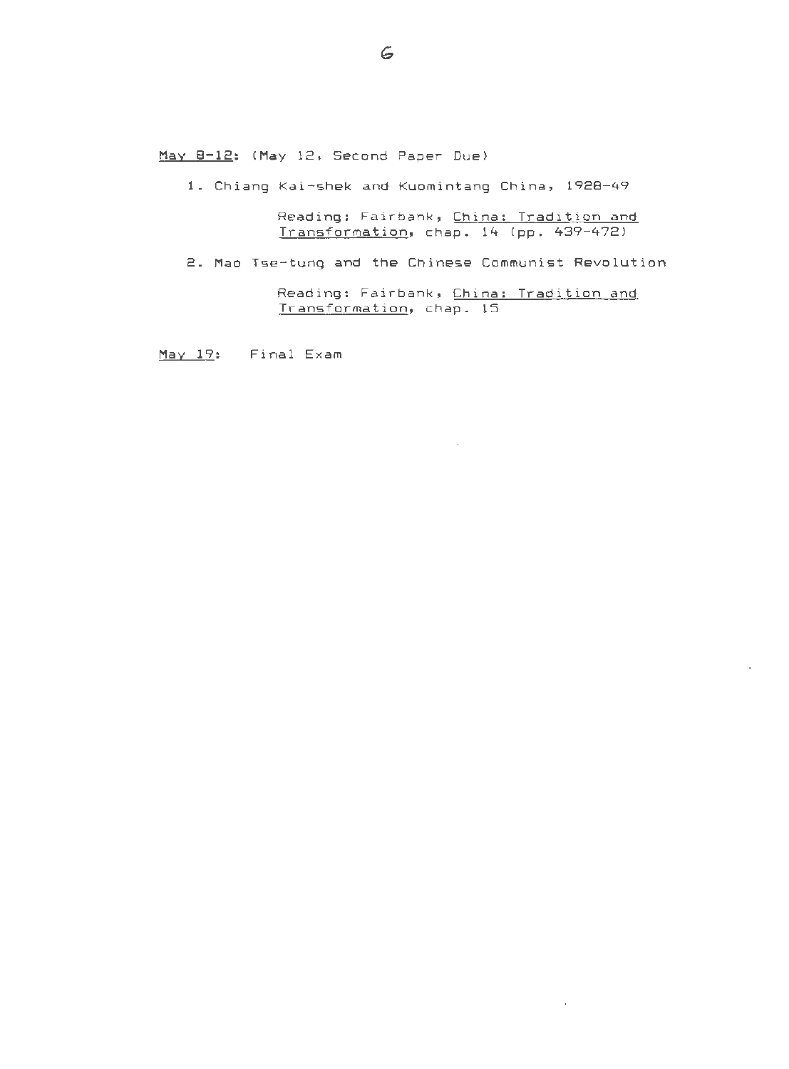May 8-12: (May 12, Second Paper Due)

1. Chiang Kai-shek and Kuomintang China, 1928-49

   Reading: Fairbank, China: Tradition and Transformation, chap. 14 (pp. 439-472)

2. Mao Tse-tung and the Chinese Communist Revolution

   Reading: Fairbank, China: Tradition and Transformation, chap. 15

May 19: Final Exam